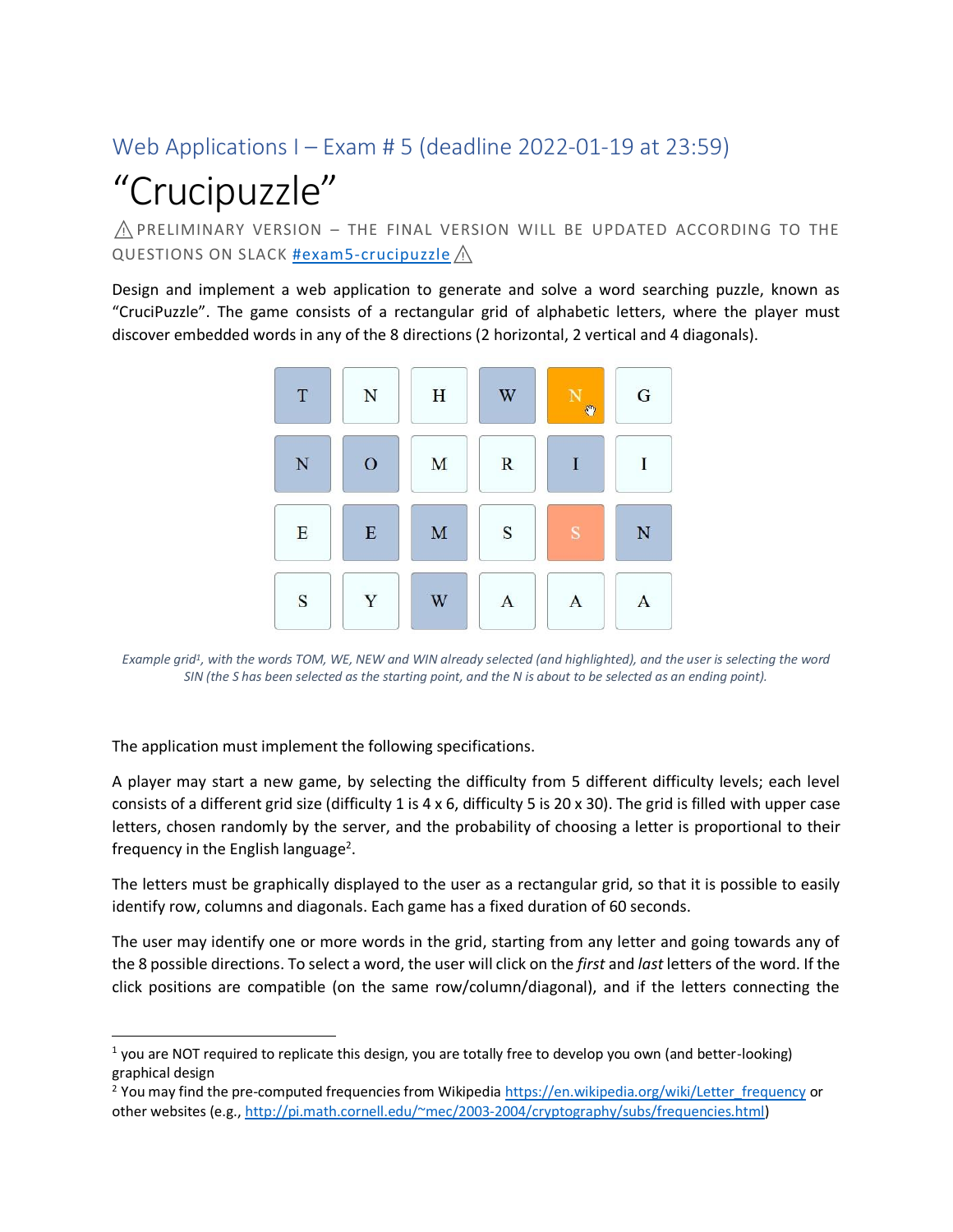Web Applications I – Exam # 5 (deadline 2022-01-19 at 23:59)

# "Crucipuzzle"

⚠ PRELIMINARY VERSION – THE FINAL VERSION WILL BE UPDATED ACCORDING TO THE QUESTIONS ON SLACK #exam5-crucipuzzle ⚠

Design and implement a web application to generate and solve a word searching puzzle, known as "CruciPuzzle". The game consists of a rectangular grid of alphabetic letters, where the player must discover embedded words in any of the 8 directions (2 horizontal, 2 vertical and 4 diagonals).

| T | N | H | W | N | G |
|---|---|---|---|---|---|
| N | O | M | R | I | I |
| E | E | M | S | S | N |
| S | Y | W | A | A | A |

*Example grid[1], with the words TOM, WE, NEW and WIN already selected (and highlighted), and the user is selecting the word SIN (the S has been selected as the starting point, and the N is about to be selected as an ending point).*

The application must implement the following specifications.

A player may start a new game, by selecting the difficulty from 5 different difficulty levels; each level consists of a different grid size (difficulty 1 is 4 x 6, difficulty 5 is 20 x 30). The grid is filled with upper case letters, chosen randomly by the server, and the probability of choosing a letter is proportional to their frequency in the English language[2].

The letters must be graphically displayed to the user as a rectangular grid, so that it is possible to easily identify row, columns and diagonals. Each game has a fixed duration of 60 seconds.

The user may identify one or more words in the grid, starting from any letter and going towards any of the 8 possible directions. To select a word, the user will click on the *first* and *last* letters of the word. If the click positions are compatible (on the same row/column/diagonal), and if the letters connecting the

---

[1] you are NOT required to replicate this design, you are totally free to develop you own (and better-looking) graphical design

[2] You may find the pre-computed frequencies from Wikipedia https://en.wikipedia.org/wiki/Letter_frequency or other websites (e.g., http://pi.math.cornell.edu/~mec/2003-2004/cryptography/subs/frequencies.html)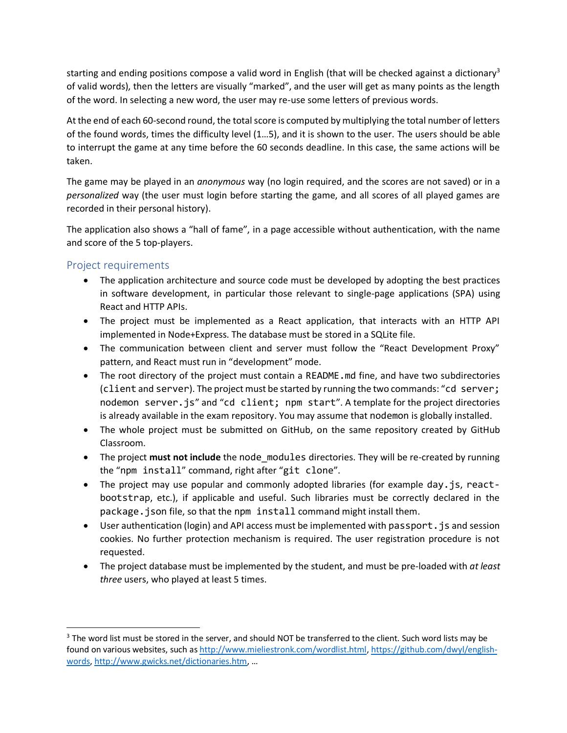starting and ending positions compose a valid word in English (that will be checked against a dictionary[3] of valid words), then the letters are visually "marked", and the user will get as many points as the length of the word. In selecting a new word, the user may re-use some letters of previous words.

At the end of each 60-second round, the total score is computed by multiplying the total number of letters of the found words, times the difficulty level (1…5), and it is shown to the user. The users should be able to interrupt the game at any time before the 60 seconds deadline. In this case, the same actions will be taken.

The game may be played in an *anonymous* way (no login required, and the scores are not saved) or in a *personalized* way (the user must login before starting the game, and all scores of all played games are recorded in their personal history).

The application also shows a "hall of fame", in a page accessible without authentication, with the name and score of the 5 top-players.

## Project requirements

- The application architecture and source code must be developed by adopting the best practices in software development, in particular those relevant to single-page applications (SPA) using React and HTTP APIs.
- The project must be implemented as a React application, that interacts with an HTTP API implemented in Node+Express. The database must be stored in a SQLite file.
- The communication between client and server must follow the "React Development Proxy" pattern, and React must run in "development" mode.
- The root directory of the project must contain a `README.md` fine, and have two subdirectories (`client` and `server`). The project must be started by running the two commands: "`cd server; nodemon server.js`" and "`cd client; npm start`". A template for the project directories is already available in the exam repository. You may assume that `nodemon` is globally installed.
- The whole project must be submitted on GitHub, on the same repository created by GitHub Classroom.
- The project **must not include** the `node_modules` directories. They will be re-created by running the "`npm install`" command, right after "`git clone`".
- The project may use popular and commonly adopted libraries (for example `day.js`, `react-bootstrap`, etc.), if applicable and useful. Such libraries must be correctly declared in the `package.json` file, so that the `npm install` command might install them.
- User authentication (login) and API access must be implemented with `passport.js` and session cookies. No further protection mechanism is required. The user registration procedure is not requested.
- The project database must be implemented by the student, and must be pre-loaded with *at least three* users, who played at least 5 times.

---

[3] The word list must be stored in the server, and should NOT be transferred to the client. Such word lists may be found on various websites, such as http://www.mieliestronk.com/wordlist.html, https://github.com/dwyl/english-words, http://www.gwicks.net/dictionaries.htm, …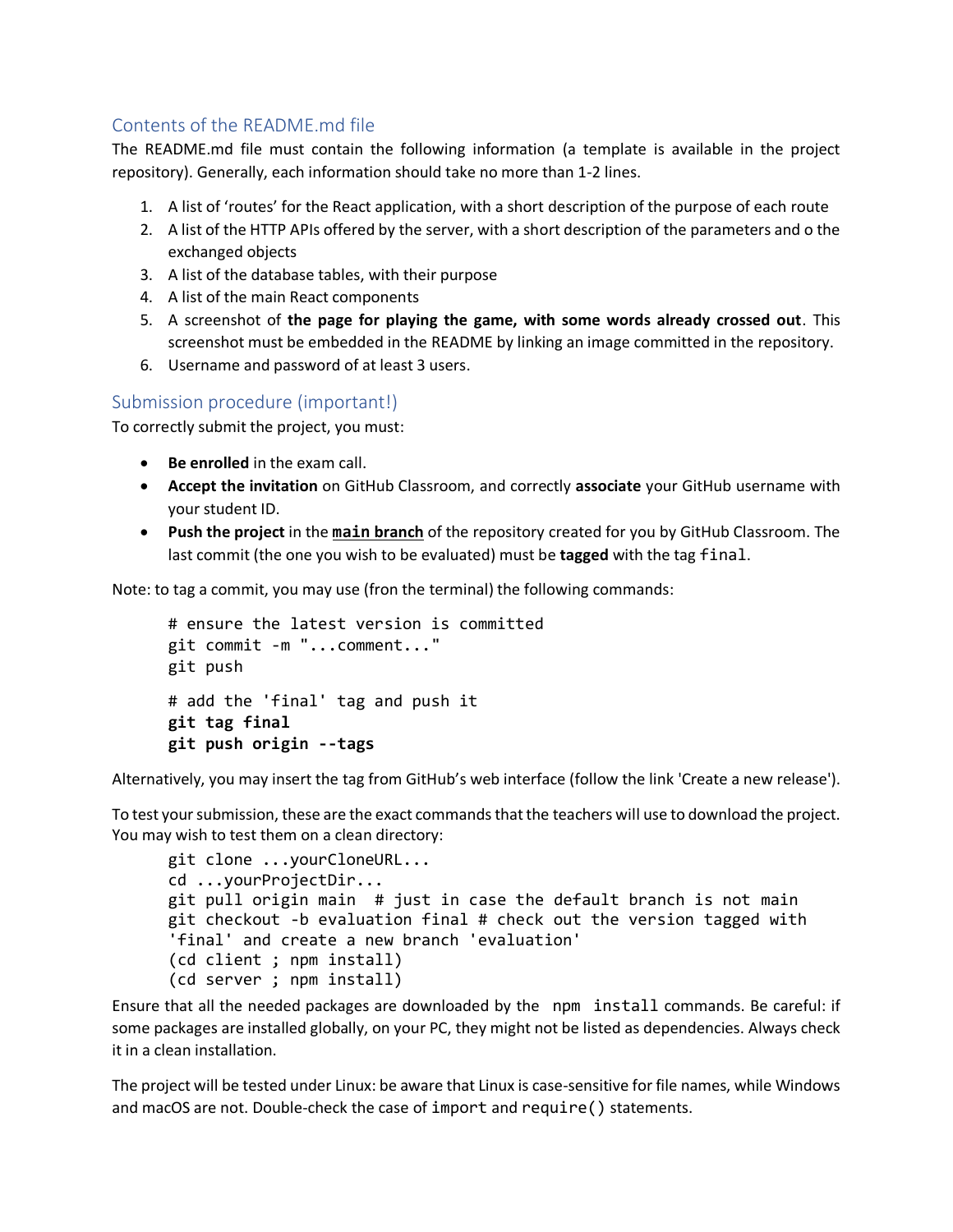## Contents of the README.md file

The README.md file must contain the following information (a template is available in the project repository). Generally, each information should take no more than 1-2 lines.

1. A list of 'routes' for the React application, with a short description of the purpose of each route
2. A list of the HTTP APIs offered by the server, with a short description of the parameters and o the exchanged objects
3. A list of the database tables, with their purpose
4. A list of the main React components
5. A screenshot of **the page for playing the game, with some words already crossed out**. This screenshot must be embedded in the README by linking an image committed in the repository.
6. Username and password of at least 3 users.

## Submission procedure (important!)

To correctly submit the project, you must:

- **Be enrolled** in the exam call.
- **Accept the invitation** on GitHub Classroom, and correctly **associate** your GitHub username with your student ID.
- **Push the project** in the **`main` branch** of the repository created for you by GitHub Classroom. The last commit (the one you wish to be evaluated) must be **tagged** with the tag `final`.

Note: to tag a commit, you may use (fron the terminal) the following commands:

```
# ensure the latest version is committed
git commit -m "...comment..."
git push

# add the 'final' tag and push it
git tag final
git push origin --tags
```

Alternatively, you may insert the tag from GitHub's web interface (follow the link 'Create a new release').

To test your submission, these are the exact commands that the teachers will use to download the project. You may wish to test them on a clean directory:

```
git clone ...yourCloneURL...
cd ...yourProjectDir...
git pull origin main  # just in case the default branch is not main
git checkout -b evaluation final # check out the version tagged with
'final' and create a new branch 'evaluation'
(cd client ; npm install)
(cd server ; npm install)
```

Ensure that all the needed packages are downloaded by the `npm install` commands. Be careful: if some packages are installed globally, on your PC, they might not be listed as dependencies. Always check it in a clean installation.

The project will be tested under Linux: be aware that Linux is case-sensitive for file names, while Windows and macOS are not. Double-check the case of `import` and `require()` statements.